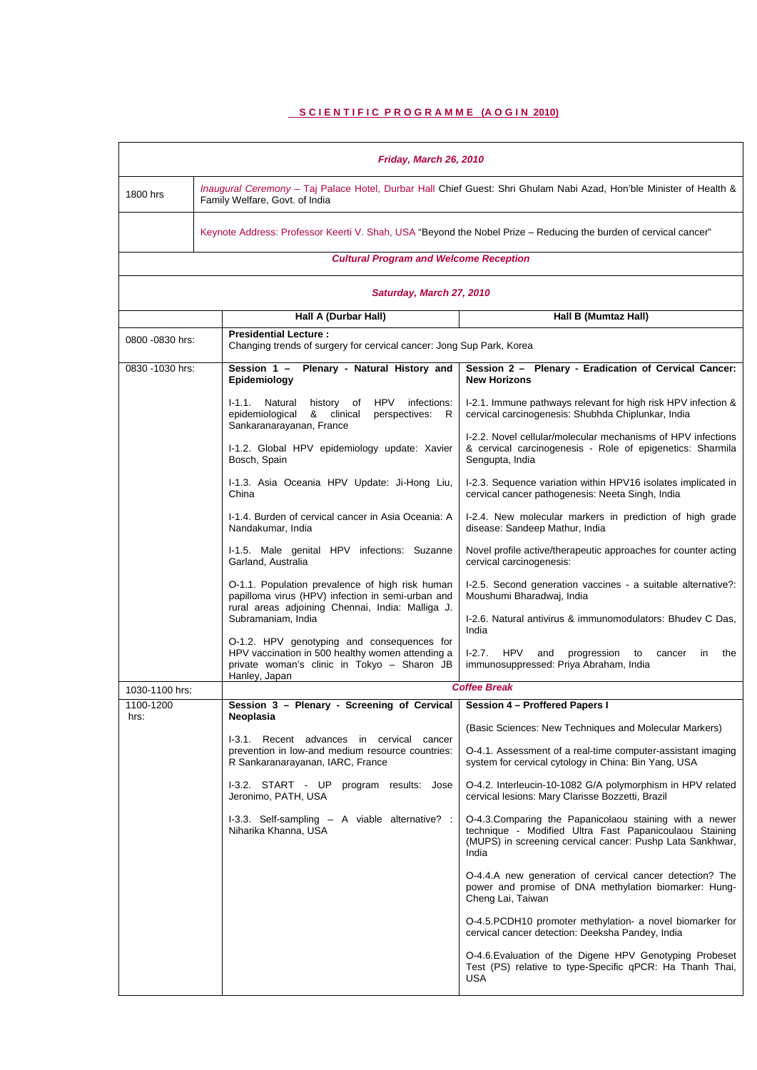# SCIENTIFIC PROGRAMME (AOGIN 2010)

| *Friday, March 26, 2010* | | |
|---|---|---|
| 1800 hrs | *Inaugural Ceremony* – Taj Palace Hotel, Durbar Hall Chief Guest: Shri Ghulam Nabi Azad, Hon'ble Minister of Health & Family Welfare, Govt. of India | |
| | Keynote Address: Professor Keerti V. Shah, USA "Beyond the Nobel Prize – Reducing the burden of cervical cancer" | |
| ***Cultural Program and Welcome Reception*** | | |
| ***Saturday, March 27, 2010*** | | |
| | **Hall A (Durbar Hall)** | **Hall B (Mumtaz Hall)** |
| 0800 -0830 hrs: | **Presidential Lecture :** Changing trends of surgery for cervical cancer: Jong Sup Park, Korea | |
| 0830 -1030 hrs: | **Session 1 – Plenary - Natural History and Epidemiology**<br><br>I-1.1. Natural history of HPV infections: epidemiological & clinical perspectives: R Sankaranarayanan, France<br><br>I-1.2. Global HPV epidemiology update: Xavier Bosch, Spain<br><br>I-1.3. Asia Oceania HPV Update: Ji-Hong Liu, China<br><br>I-1.4. Burden of cervical cancer in Asia Oceania: A Nandakumar, India<br><br>I-1.5. Male genital HPV infections: Suzanne Garland, Australia<br><br>O-1.1. Population prevalence of high risk human papilloma virus (HPV) infection in semi-urban and rural areas adjoining Chennai, India: Malliga J. Subramaniam, India<br><br>O-1.2. HPV genotyping and consequences for HPV vaccination in 500 healthy women attending a private woman's clinic in Tokyo – Sharon JB Hanley, Japan | **Session 2 – Plenary - Eradication of Cervical Cancer: New Horizons**<br><br>I-2.1. Immune pathways relevant for high risk HPV infection & cervical carcinogenesis: Shubhda Chiplunkar, India<br><br>I-2.2. Novel cellular/molecular mechanisms of HPV infections & cervical carcinogenesis - Role of epigenetics: Sharmila Sengupta, India<br><br>I-2.3. Sequence variation within HPV16 isolates implicated in cervical cancer pathogenesis: Neeta Singh, India<br><br>I-2.4. New molecular markers in prediction of high grade disease: Sandeep Mathur, India<br><br>Novel profile active/therapeutic approaches for counter acting cervical carcinogenesis:<br><br>I-2.5. Second generation vaccines - a suitable alternative?: Moushumi Bharadwaj, India<br><br>I-2.6. Natural antivirus & immunomodulators: Bhudev C Das, India<br><br>I-2.7. HPV and progression to cancer in the immunosuppressed: Priya Abraham, India |
| 1030-1100 hrs: | ***Coffee Break*** | |
| 1100-1200 hrs: | **Session 3 – Plenary - Screening of Cervical Neoplasia**<br><br>I-3.1. Recent advances in cervical cancer prevention in low-and medium resource countries: R Sankaranarayanan, IARC, France<br><br>I-3.2. START - UP program results: Jose Jeronimo, PATH, USA<br><br>I-3.3. Self-sampling – A viable alternative? : Niharika Khanna, USA | **Session 4 – Proffered Papers I**<br><br>(Basic Sciences: New Techniques and Molecular Markers)<br><br>O-4.1. Assessment of a real-time computer-assistant imaging system for cervical cytology in China: Bin Yang, USA<br><br>O-4.2. Interleucin-10-1082 G/A polymorphism in HPV related cervical lesions: Mary Clarisse Bozzetti, Brazil<br><br>O-4.3.Comparing the Papanicolaou staining with a newer technique - Modified Ultra Fast Papanicoulaou Staining (MUPS) in screening cervical cancer: Pushp Lata Sankhwar, India<br><br>O-4.4.A new generation of cervical cancer detection? The power and promise of DNA methylation biomarker: Hung-Cheng Lai, Taiwan<br><br>O-4.5.PCDH10 promoter methylation- a novel biomarker for cervical cancer detection: Deeksha Pandey, India<br><br>O-4.6.Evaluation of the Digene HPV Genotyping Probeset Test (PS) relative to type-Specific qPCR: Ha Thanh Thai, USA |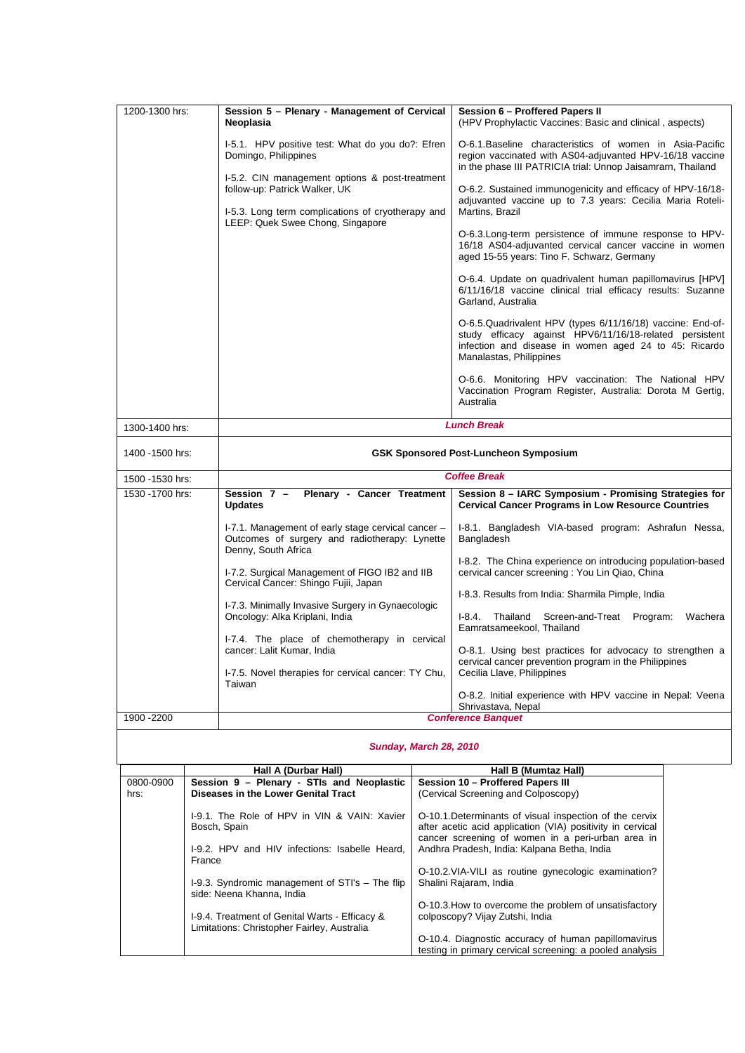| 1200-1300 hrs: | **Session 5 – Plenary - Management of Cervical Neoplasia**<br><br>I-5.1. HPV positive test: What do you do?: Efren Domingo, Philippines<br><br>I-5.2. CIN management options & post-treatment follow-up: Patrick Walker, UK<br><br>I-5.3. Long term complications of cryotherapy and LEEP: Quek Swee Chong, Singapore | **Session 6 – Proffered Papers II**<br>(HPV Prophylactic Vaccines: Basic and clinical , aspects)<br><br>O-6.1.Baseline characteristics of women in Asia-Pacific region vaccinated with AS04-adjuvanted HPV-16/18 vaccine in the phase III PATRICIA trial: Unnop Jaisamrarn, Thailand<br><br>O-6.2. Sustained immunogenicity and efficacy of HPV-16/18-adjuvanted vaccine up to 7.3 years: Cecilia Maria Roteli-Martins, Brazil<br><br>O-6.3.Long-term persistence of immune response to HPV-16/18 AS04-adjuvanted cervical cancer vaccine in women aged 15-55 years: Tino F. Schwarz, Germany<br><br>O-6.4. Update on quadrivalent human papillomavirus [HPV] 6/11/16/18 vaccine clinical trial efficacy results: Suzanne Garland, Australia<br><br>O-6.5.Quadrivalent HPV (types 6/11/16/18) vaccine: End-of-study efficacy against HPV6/11/16/18-related persistent infection and disease in women aged 24 to 45: Ricardo Manalastas, Philippines<br><br>O-6.6. Monitoring HPV vaccination: The National HPV Vaccination Program Register, Australia: Dorota M Gertig, Australia |
|---|---|---|
| 1300-1400 hrs: | ***Lunch Break*** | |
| 1400 -1500 hrs: | **GSK Sponsored Post-Luncheon Symposium** | |
| 1500 -1530 hrs: | ***Coffee Break*** | |
| 1530 -1700 hrs: | **Session 7 – Plenary - Cancer Treatment Updates**<br><br>I-7.1. Management of early stage cervical cancer – Outcomes of surgery and radiotherapy: Lynette Denny, South Africa<br><br>I-7.2. Surgical Management of FIGO IB2 and IIB Cervical Cancer: Shingo Fujii, Japan<br><br>I-7.3. Minimally Invasive Surgery in Gynaecologic Oncology: Alka Kriplani, India<br><br>I-7.4. The place of chemotherapy in cervical cancer: Lalit Kumar, India<br><br>I-7.5. Novel therapies for cervical cancer: TY Chu, Taiwan | **Session 8 – IARC Symposium - Promising Strategies for Cervical Cancer Programs in Low Resource Countries**<br><br>I-8.1. Bangladesh VIA-based program: Ashrafun Nessa, Bangladesh<br><br>I-8.2. The China experience on introducing population-based cervical cancer screening : You Lin Qiao, China<br><br>I-8.3. Results from India: Sharmila Pimple, India<br><br>I-8.4. Thailand Screen-and-Treat Program: Wachera Eamratsameekool, Thailand<br><br>O-8.1. Using best practices for advocacy to strengthen a cervical cancer prevention program in the Philippines Cecilia Llave, Philippines<br><br>O-8.2. Initial experience with HPV vaccine in Nepal: Veena Shrivastava, Nepal |
| 1900 -2200 | ***Conference Banquet*** | |

***Sunday, March 28, 2010***

| | Hall A (Durbar Hall) | Hall B (Mumtaz Hall) |
|---|---|---|
| 0800-0900 hrs: | **Session 9 – Plenary - STIs and Neoplastic Diseases in the Lower Genital Tract**<br><br>I-9.1. The Role of HPV in VIN & VAIN: Xavier Bosch, Spain<br><br>I-9.2. HPV and HIV infections: Isabelle Heard, France<br><br>I-9.3. Syndromic management of STI's – The flip side: Neena Khanna, India<br><br>I-9.4. Treatment of Genital Warts - Efficacy & Limitations: Christopher Fairley, Australia | **Session 10 – Proffered Papers III**<br>(Cervical Screening and Colposcopy)<br><br>O-10.1.Determinants of visual inspection of the cervix after acetic acid application (VIA) positivity in cervical cancer screening of women in a peri-urban area in Andhra Pradesh, India: Kalpana Betha, India<br><br>O-10.2.VIA-VILI as routine gynecologic examination? Shalini Rajaram, India<br><br>O-10.3.How to overcome the problem of unsatisfactory colposcopy? Vijay Zutshi, India<br><br>O-10.4. Diagnostic accuracy of human papillomavirus testing in primary cervical screening: a pooled analysis |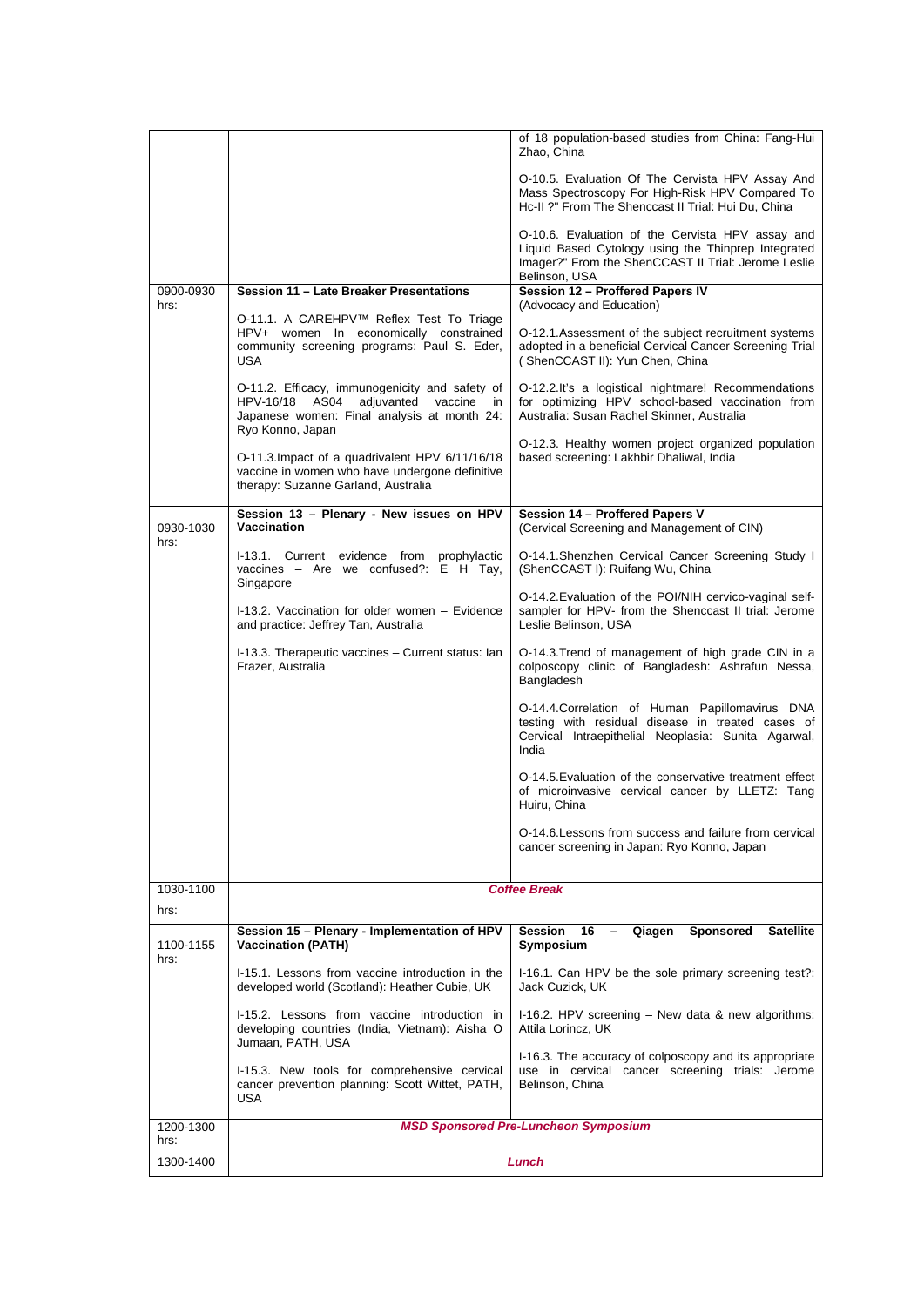| | | |
|---|---|---|
| | | of 18 population-based studies from China: Fang-Hui Zhao, China<br><br>O-10.5. Evaluation Of The Cervista HPV Assay And Mass Spectroscopy For High-Risk HPV Compared To Hc-II ?" From The Shenccast II Trial: Hui Du, China<br><br>O-10.6. Evaluation of the Cervista HPV assay and Liquid Based Cytology using the Thinprep Integrated Imager?" From the ShenCCAST II Trial: Jerome Leslie Belinson, USA |
| 0900-0930 hrs: | **Session 11 – Late Breaker Presentations**<br><br>O-11.1. A CAREHPV™ Reflex Test To Triage HPV+ women In economically constrained community screening programs: Paul S. Eder, USA<br><br>O-11.2. Efficacy, immunogenicity and safety of HPV-16/18 AS04 adjuvanted vaccine in Japanese women: Final analysis at month 24: Ryo Konno, Japan<br><br>O-11.3.Impact of a quadrivalent HPV 6/11/16/18 vaccine in women who have undergone definitive therapy: Suzanne Garland, Australia | **Session 12 – Proffered Papers IV**<br>(Advocacy and Education)<br><br>O-12.1.Assessment of the subject recruitment systems adopted in a beneficial Cervical Cancer Screening Trial ( ShenCCAST II): Yun Chen, China<br><br>O-12.2.It's a logistical nightmare! Recommendations for optimizing HPV school-based vaccination from Australia: Susan Rachel Skinner, Australia<br><br>O-12.3. Healthy women project organized population based screening: Lakhbir Dhaliwal, India |
| 0930-1030 hrs: | **Session 13 – Plenary - New issues on HPV Vaccination**<br><br>I-13.1. Current evidence from prophylactic vaccines – Are we confused?: E H Tay, Singapore<br><br>I-13.2. Vaccination for older women – Evidence and practice: Jeffrey Tan, Australia<br><br>I-13.3. Therapeutic vaccines – Current status: Ian Frazer, Australia | **Session 14 – Proffered Papers V**<br>(Cervical Screening and Management of CIN)<br><br>O-14.1.Shenzhen Cervical Cancer Screening Study I (ShenCCAST I): Ruifang Wu, China<br><br>O-14.2.Evaluation of the POI/NIH cervico-vaginal self-sampler for HPV- from the Shenccast II trial: Jerome Leslie Belinson, USA<br><br>O-14.3.Trend of management of high grade CIN in a colposcopy clinic of Bangladesh: Ashrafun Nessa, Bangladesh<br><br>O-14.4.Correlation of Human Papillomavirus DNA testing with residual disease in treated cases of Cervical Intraepithelial Neoplasia: Sunita Agarwal, India<br><br>O-14.5.Evaluation of the conservative treatment effect of microinvasive cervical cancer by LLETZ: Tang Huiru, China<br><br>O-14.6.Lessons from success and failure from cervical cancer screening in Japan: Ryo Konno, Japan |
| 1030-1100 hrs: | ***Coffee Break*** | |
| 1100-1155 hrs: | **Session 15 – Plenary - Implementation of HPV Vaccination (PATH)**<br><br>I-15.1. Lessons from vaccine introduction in the developed world (Scotland): Heather Cubie, UK<br><br>I-15.2. Lessons from vaccine introduction in developing countries (India, Vietnam): Aisha O Jumaan, PATH, USA<br><br>I-15.3. New tools for comprehensive cervical cancer prevention planning: Scott Wittet, PATH, USA | **Session 16 – Qiagen Sponsored Satellite Symposium**<br><br>I-16.1. Can HPV be the sole primary screening test?: Jack Cuzick, UK<br><br>I-16.2. HPV screening – New data & new algorithms: Attila Lorincz, UK<br><br>I-16.3. The accuracy of colposcopy and its appropriate use in cervical cancer screening trials: Jerome Belinson, China |
| 1200-1300 hrs: | ***MSD Sponsored Pre-Luncheon Symposium*** | |
| 1300-1400 | ***Lunch*** | |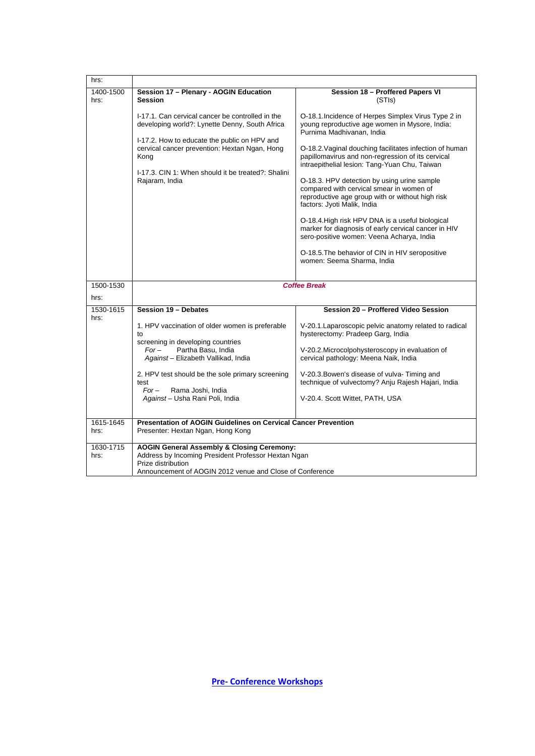| hrs: | | |
|---|---|---|
| 1400-1500 hrs: | **Session 17 – Plenary - AOGIN Education Session**<br><br>I-17.1. Can cervical cancer be controlled in the developing world?: Lynette Denny, South Africa<br><br>I-17.2. How to educate the public on HPV and cervical cancer prevention: Hextan Ngan, Hong Kong<br><br>I-17.3. CIN 1: When should it be treated?: Shalini Rajaram, India | **Session 18 – Proffered Papers VI** (STIs)<br><br>O-18.1.Incidence of Herpes Simplex Virus Type 2 in young reproductive age women in Mysore, India: Purnima Madhivanan, India<br><br>O-18.2.Vaginal douching facilitates infection of human papillomavirus and non-regression of its cervical intraepithelial lesion: Tang-Yuan Chu, Taiwan<br><br>O-18.3. HPV detection by using urine sample compared with cervical smear in women of reproductive age group with or without high risk factors: Jyoti Malik, India<br><br>O-18.4.High risk HPV DNA is a useful biological marker for diagnosis of early cervical cancer in HIV sero-positive women: Veena Acharya, India<br><br>O-18.5.The behavior of CIN in HIV seropositive women: Seema Sharma, India |
| 1500-1530 hrs: | ***Coffee Break*** | |
| 1530-1615 hrs: | **Session 19 – Debates**<br><br>1. HPV vaccination of older women is preferable to screening in developing countries<br>*For* – Partha Basu, India<br>*Against* – Elizabeth Vallikad, India<br><br>2. HPV test should be the sole primary screening test<br>*For* – Rama Joshi, India<br>*Against* – Usha Rani Poli, India | **Session 20 – Proffered Video Session**<br><br>V-20.1.Laparoscopic pelvic anatomy related to radical hysterectomy: Pradeep Garg, India<br><br>V-20.2.Microcolpohysteroscopy in evaluation of cervical pathology: Meena Naik, India<br><br>V-20.3.Bowen's disease of vulva- Timing and technique of vulvectomy? Anju Rajesh Hajari, India<br><br>V-20.4. Scott Wittet, PATH, USA |
| 1615-1645 hrs: | **Presentation of AOGIN Guidelines on Cervical Cancer Prevention**<br>Presenter: Hextan Ngan, Hong Kong | |
| 1630-1715 hrs: | **AOGIN General Assembly & Closing Ceremony:**<br>Address by Incoming President Professor Hextan Ngan<br>Prize distribution<br>Announcement of AOGIN 2012 venue and Close of Conference | |

## Pre- Conference Workshops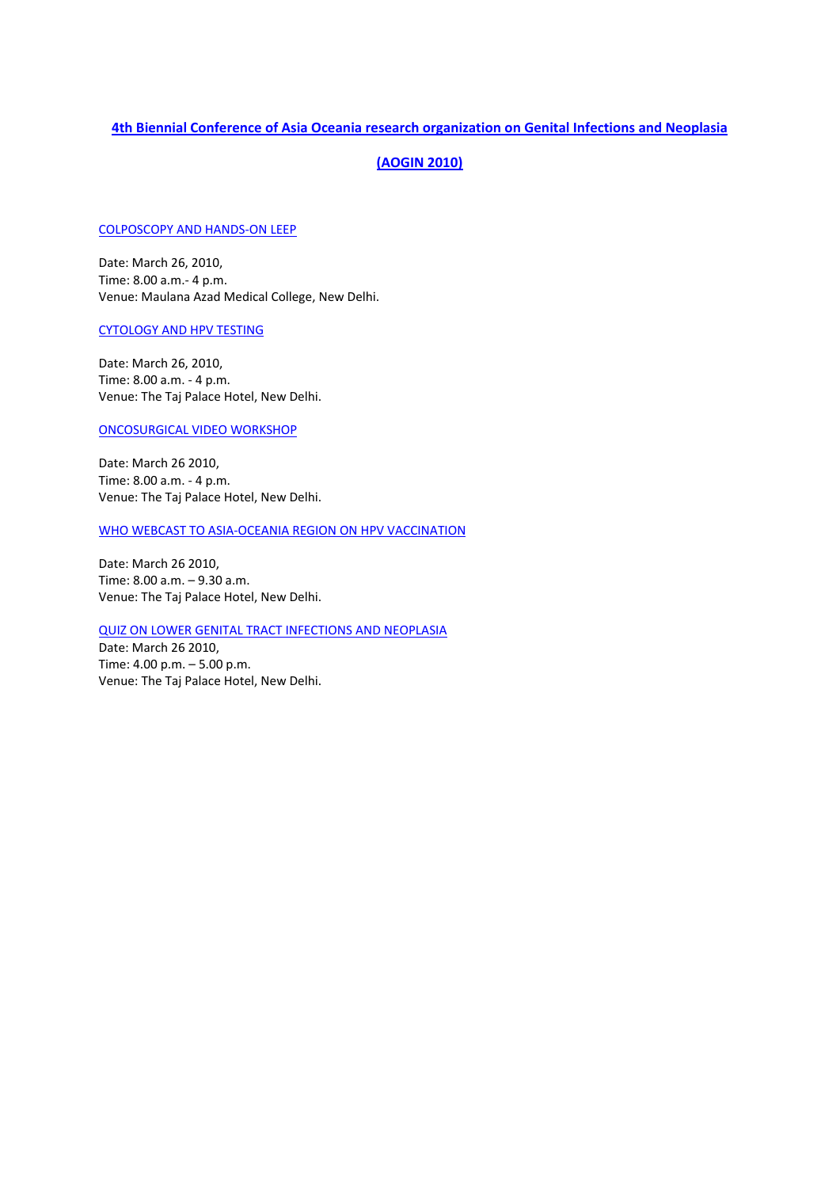# 4th Biennial Conference of Asia Oceania research organization on Genital Infections and Neoplasia

# (AOGIN 2010)

## COLPOSCOPY AND HANDS-ON LEEP

Date: March 26, 2010,  
Time: 8.00 a.m.- 4 p.m.  
Venue: Maulana Azad Medical College, New Delhi.

## CYTOLOGY AND HPV TESTING

Date: March 26, 2010,  
Time: 8.00 a.m. - 4 p.m.  
Venue: The Taj Palace Hotel, New Delhi.

## ONCOSURGICAL VIDEO WORKSHOP

Date: March 26 2010,  
Time: 8.00 a.m. - 4 p.m.  
Venue: The Taj Palace Hotel, New Delhi.

## WHO WEBCAST TO ASIA-OCEANIA REGION ON HPV VACCINATION

Date: March 26 2010,  
Time: 8.00 a.m. – 9.30 a.m.  
Venue: The Taj Palace Hotel, New Delhi.

## QUIZ ON LOWER GENITAL TRACT INFECTIONS AND NEOPLASIA

Date: March 26 2010,  
Time: 4.00 p.m. – 5.00 p.m.  
Venue: The Taj Palace Hotel, New Delhi.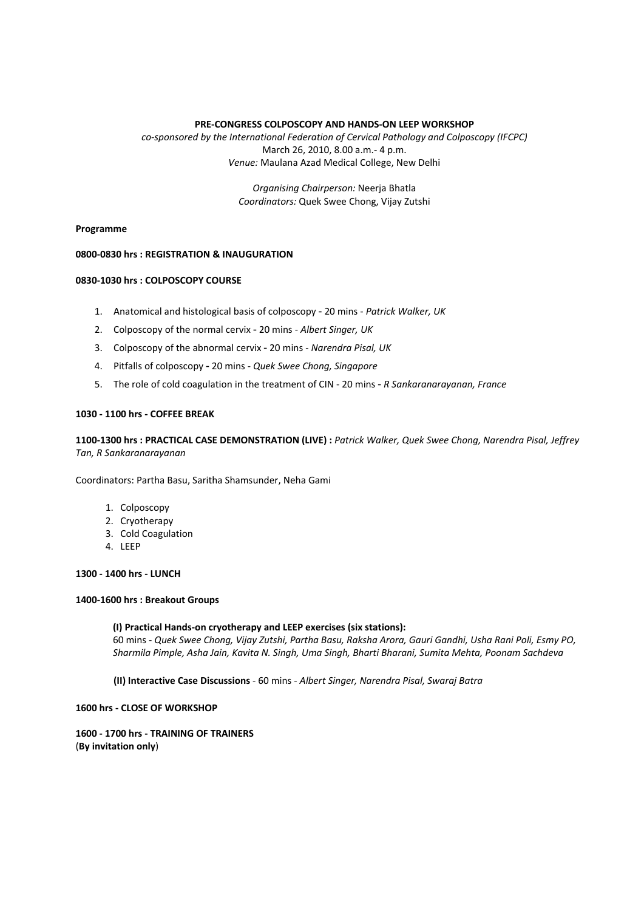**PRE-CONGRESS COLPOSCOPY AND HANDS-ON LEEP WORKSHOP**

*co-sponsored by the International Federation of Cervical Pathology and Colposcopy (IFCPC)*
March 26, 2010, 8.00 a.m.- 4 p.m.
*Venue:* Maulana Azad Medical College, New Delhi

*Organising Chairperson:* Neerja Bhatla
*Coordinators:* Quek Swee Chong, Vijay Zutshi

**Programme**

**0800-0830 hrs : REGISTRATION & INAUGURATION**

**0830-1030 hrs : COLPOSCOPY COURSE**

1. Anatomical and histological basis of colposcopy - 20 mins - *Patrick Walker, UK*
2. Colposcopy of the normal cervix - 20 mins - *Albert Singer, UK*
3. Colposcopy of the abnormal cervix - 20 mins - *Narendra Pisal, UK*
4. Pitfalls of colposcopy - 20 mins - *Quek Swee Chong, Singapore*
5. The role of cold coagulation in the treatment of CIN - 20 mins - *R Sankaranarayanan, France*

**1030 - 1100 hrs - COFFEE BREAK**

**1100-1300 hrs : PRACTICAL CASE DEMONSTRATION (LIVE) :** *Patrick Walker, Quek Swee Chong, Narendra Pisal, Jeffrey Tan, R Sankaranarayanan*

Coordinators: Partha Basu, Saritha Shamsunder, Neha Gami

1. Colposcopy
2. Cryotherapy
3. Cold Coagulation
4. LEEP

**1300 - 1400 hrs - LUNCH**

**1400-1600 hrs : Breakout Groups**

**(I) Practical Hands-on cryotherapy and LEEP exercises (six stations):**
60 mins - *Quek Swee Chong, Vijay Zutshi, Partha Basu, Raksha Arora, Gauri Gandhi, Usha Rani Poli, Esmy PO, Sharmila Pimple, Asha Jain, Kavita N. Singh, Uma Singh, Bharti Bharani, Sumita Mehta, Poonam Sachdeva*

**(II) Interactive Case Discussions** - 60 mins - *Albert Singer, Narendra Pisal, Swaraj Batra*

**1600 hrs - CLOSE OF WORKSHOP**

**1600 - 1700 hrs - TRAINING OF TRAINERS**
(**By invitation only**)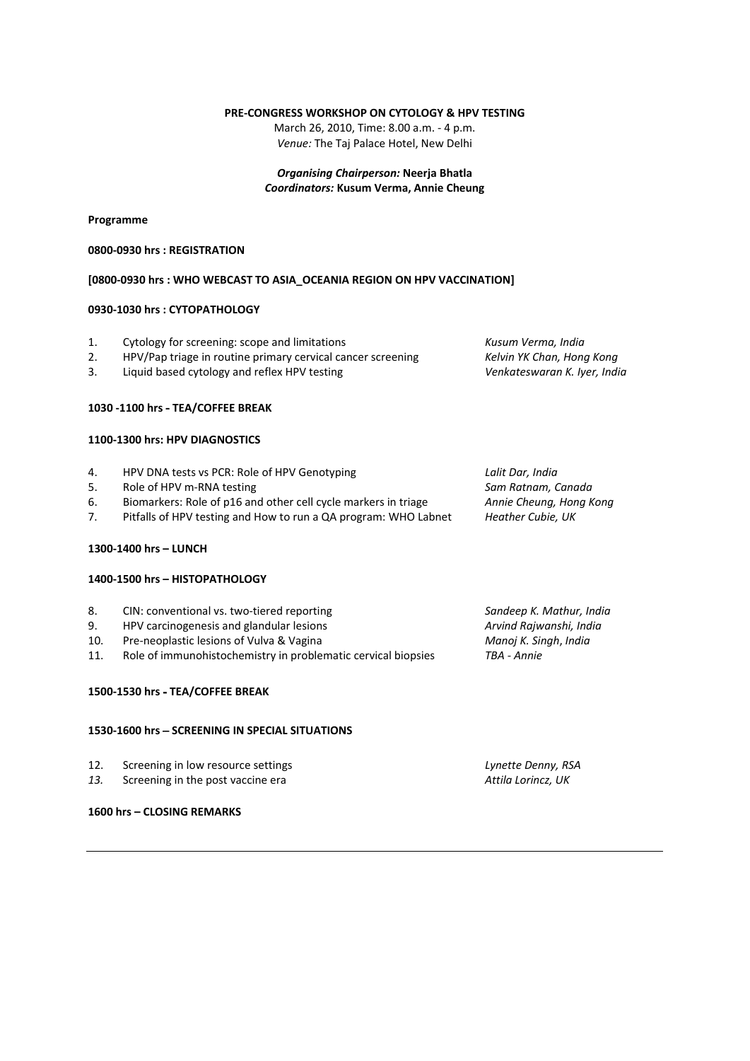**PRE-CONGRESS WORKSHOP ON CYTOLOGY & HPV TESTING**

March 26, 2010, Time: 8.00 a.m. - 4 p.m.

*Venue:* The Taj Palace Hotel, New Delhi

***Organising Chairperson:*** **Neerja Bhatla**

***Coordinators:*** **Kusum Verma, Annie Cheung**

**Programme**

**0800-0930 hrs : REGISTRATION**

**[0800-0930 hrs : WHO WEBCAST TO ASIA_OCEANIA REGION ON HPV VACCINATION]**

**0930-1030 hrs : CYTOPATHOLOGY**

1. Cytology for screening: scope and limitations — *Kusum Verma, India*
2. HPV/Pap triage in routine primary cervical cancer screening — *Kelvin YK Chan, Hong Kong*
3. Liquid based cytology and reflex HPV testing — *Venkateswaran K. Iyer, India*

**1030 -1100 hrs - TEA/COFFEE BREAK**

**1100-1300 hrs: HPV DIAGNOSTICS**

4. HPV DNA tests vs PCR: Role of HPV Genotyping — *Lalit Dar, India*
5. Role of HPV m-RNA testing — *Sam Ratnam, Canada*
6. Biomarkers: Role of p16 and other cell cycle markers in triage — *Annie Cheung, Hong Kong*
7. Pitfalls of HPV testing and How to run a QA program: WHO Labnet — *Heather Cubie, UK*

**1300-1400 hrs – LUNCH**

**1400-1500 hrs – HISTOPATHOLOGY**

8. CIN: conventional vs. two-tiered reporting — *Sandeep K. Mathur, India*
9. HPV carcinogenesis and glandular lesions — *Arvind Rajwanshi, India*
10. Pre-neoplastic lesions of Vulva & Vagina — *Manoj K. Singh, India*
11. Role of immunohistochemistry in problematic cervical biopsies — *TBA - Annie*

**1500-1530 hrs - TEA/COFFEE BREAK**

**1530-1600 hrs – SCREENING IN SPECIAL SITUATIONS**

12. Screening in low resource settings — *Lynette Denny, RSA*
13. Screening in the post vaccine era — *Attila Lorincz, UK*

**1600 hrs – CLOSING REMARKS**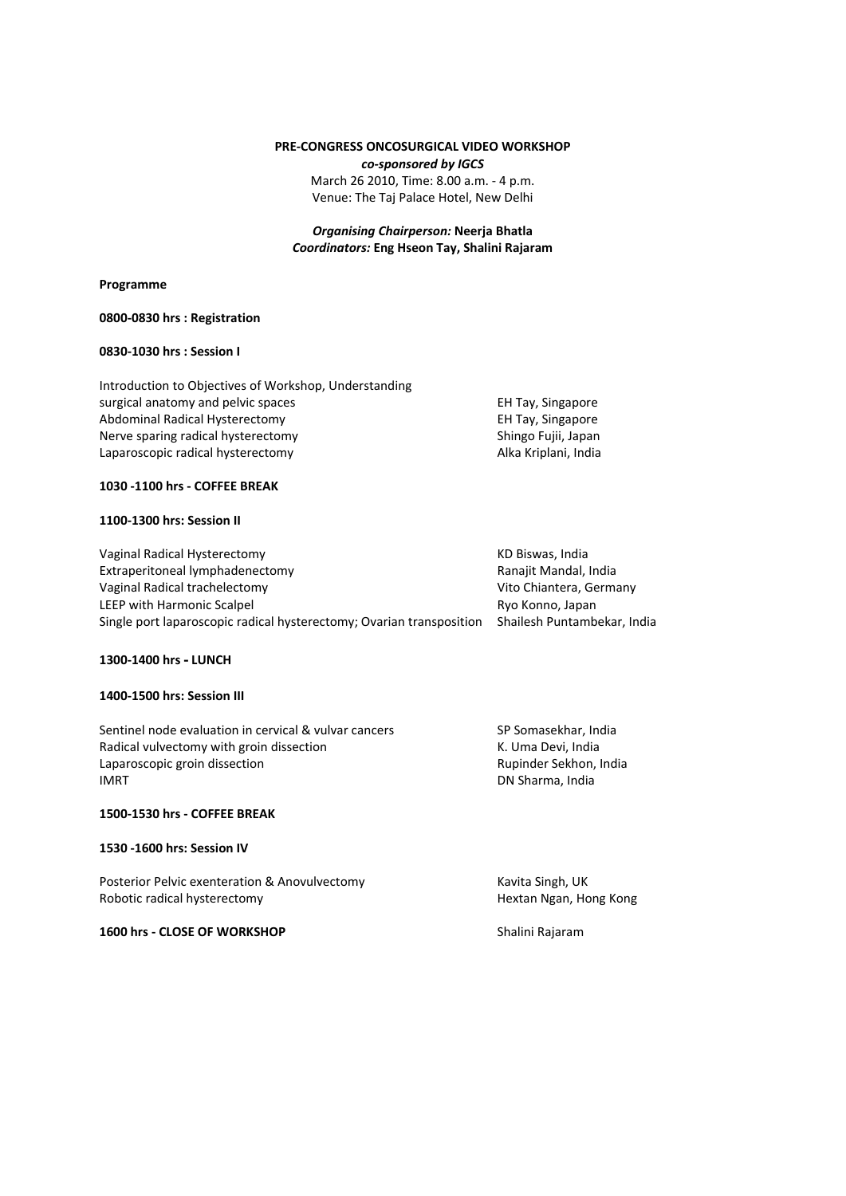**PRE-CONGRESS ONCOSURGICAL VIDEO WORKSHOP**

***co-sponsored by IGCS***

March 26 2010, Time: 8.00 a.m. - 4 p.m.

Venue: The Taj Palace Hotel, New Delhi

***Organising Chairperson:*** **Neerja Bhatla**

***Coordinators:*** **Eng Hseon Tay, Shalini Rajaram**

**Programme**

**0800-0830 hrs : Registration**

**0830-1030 hrs : Session I**

| | |
|---|---|
| Introduction to Objectives of Workshop, Understanding surgical anatomy and pelvic spaces | EH Tay, Singapore |
| Abdominal Radical Hysterectomy | EH Tay, Singapore |
| Nerve sparing radical hysterectomy | Shingo Fujii, Japan |
| Laparoscopic radical hysterectomy | Alka Kriplani, India |

**1030 -1100 hrs - COFFEE BREAK**

**1100-1300 hrs: Session II**

| | |
|---|---|
| Vaginal Radical Hysterectomy | KD Biswas, India |
| Extraperitoneal lymphadenectomy | Ranajit Mandal, India |
| Vaginal Radical trachelectomy | Vito Chiantera, Germany |
| LEEP with Harmonic Scalpel | Ryo Konno, Japan |
| Single port laparoscopic radical hysterectomy; Ovarian transposition | Shailesh Puntambekar, India |

**1300-1400 hrs - LUNCH**

**1400-1500 hrs: Session III**

| | |
|---|---|
| Sentinel node evaluation in cervical & vulvar cancers | SP Somasekhar, India |
| Radical vulvectomy with groin dissection | K. Uma Devi, India |
| Laparoscopic groin dissection | Rupinder Sekhon, India |
| IMRT | DN Sharma, India |

**1500-1530 hrs - COFFEE BREAK**

**1530 -1600 hrs: Session IV**

| | |
|---|---|
| Posterior Pelvic exenteration & Anovulvectomy | Kavita Singh, UK |
| Robotic radical hysterectomy | Hextan Ngan, Hong Kong |

**1600 hrs - CLOSE OF WORKSHOP** — Shalini Rajaram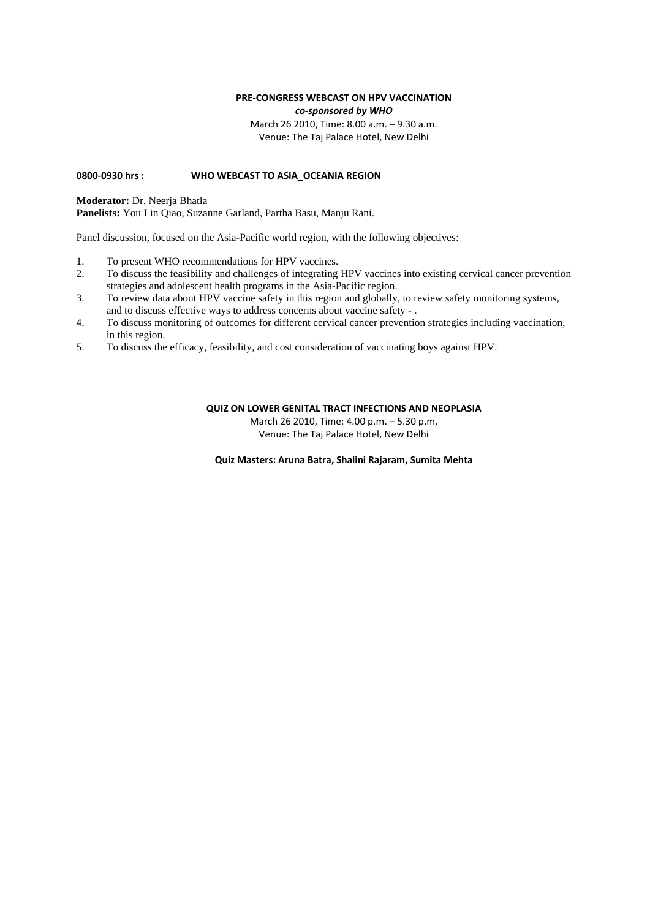## PRE-CONGRESS WEBCAST ON HPV VACCINATION

***co-sponsored by WHO***

March 26 2010, Time: 8.00 a.m. – 9.30 a.m.

Venue: The Taj Palace Hotel, New Delhi

**0800-0930 hrs : WHO WEBCAST TO ASIA_OCEANIA REGION**

**Moderator:** Dr. Neerja Bhatla

**Panelists:** You Lin Qiao, Suzanne Garland, Partha Basu, Manju Rani.

Panel discussion, focused on the Asia-Pacific world region, with the following objectives:

1. To present WHO recommendations for HPV vaccines.
2. To discuss the feasibility and challenges of integrating HPV vaccines into existing cervical cancer prevention strategies and adolescent health programs in the Asia-Pacific region.
3. To review data about HPV vaccine safety in this region and globally, to review safety monitoring systems, and to discuss effective ways to address concerns about vaccine safety - .
4. To discuss monitoring of outcomes for different cervical cancer prevention strategies including vaccination, in this region.
5. To discuss the efficacy, feasibility, and cost consideration of vaccinating boys against HPV.

## QUIZ ON LOWER GENITAL TRACT INFECTIONS AND NEOPLASIA

March 26 2010, Time: 4.00 p.m. – 5.30 p.m.

Venue: The Taj Palace Hotel, New Delhi

**Quiz Masters: Aruna Batra, Shalini Rajaram, Sumita Mehta**